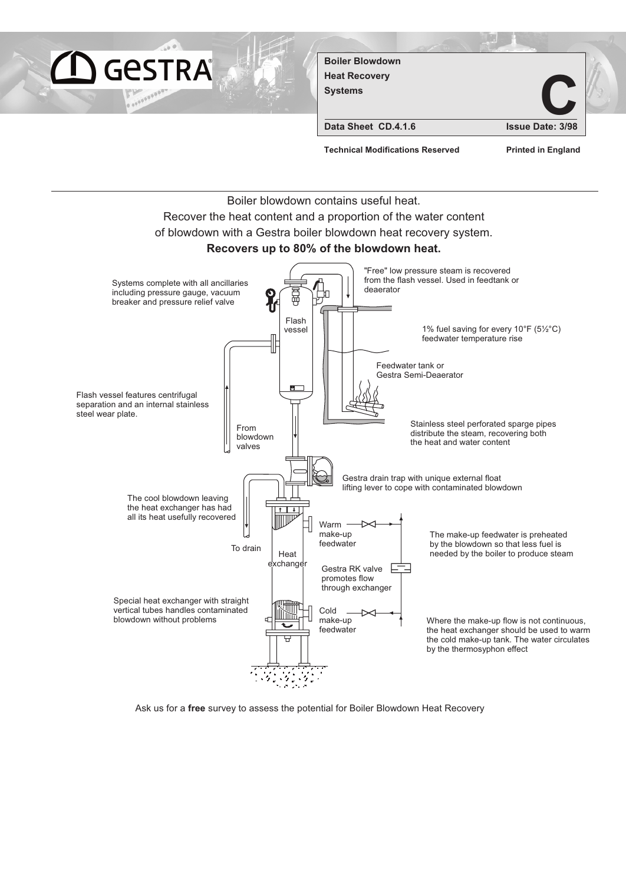**Boiler Blowdown**
**Heat Recovery**
**Systems**

**C**

**Data Sheet CD.4.1.6** **Issue Date: 3/98**

**Technical Modifications Reserved** **Printed in England**

---

Boiler blowdown contains useful heat.
Recover the heat content and a proportion of the water content of blowdown with a Gestra boiler blowdown heat recovery system.
**Recovers up to 80% of the blowdown heat.**

Systems complete with all ancillaries including pressure gauge, vacuum breaker and pressure relief valve

"Free" low pressure steam is recovered from the flash vessel. Used in feedtank or deaerator

Flash vessel

1% fuel saving for every 10°F (5½°C) feedwater temperature rise

Feedwater tank or Gestra Semi-Deaerator

Flash vessel features centrifugal separation and an internal stainless steel wear plate.

From blowdown valves

Stainless steel perforated sparge pipes distribute the steam, recovering both the heat and water content

Gestra drain trap with unique external float lifting lever to cope with contaminated blowdown

The cool blowdown leaving the heat exchanger has had all its heat usefully recovered

Warm make-up feedwater

To drain

Heat exchanger

The make-up feedwater is preheated by the blowdown so that less fuel is needed by the boiler to produce steam

Gestra RK valve promotes flow through exchanger

Special heat exchanger with straight vertical tubes handles contaminated blowdown without problems

Cold make-up feedwater

Where the make-up flow is not continuous, the heat exchanger should be used to warm the cold make-up tank. The water circulates by the thermosyphon effect

Ask us for a **free** survey to assess the potential for Boiler Blowdown Heat Recovery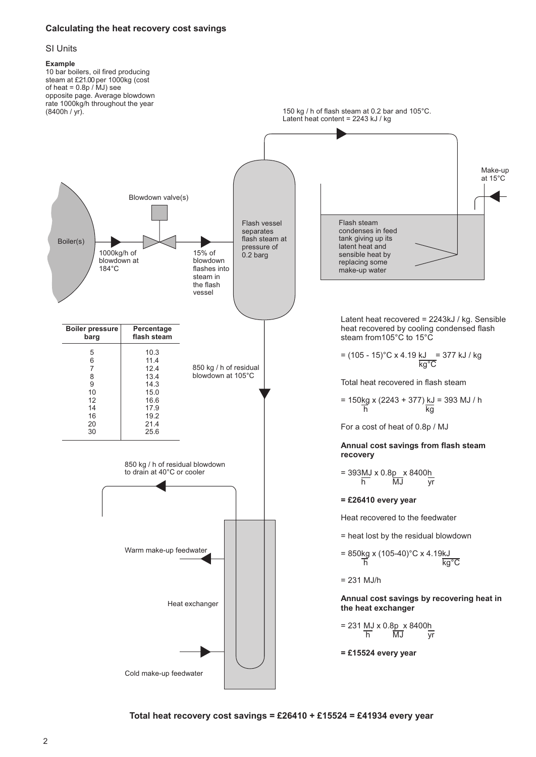## Calculating the heat recovery cost savings

SI Units

**Example**

10 bar boilers, oil fired producing steam at £21.00 per 1000kg (cost of heat = 0.8p / MJ) see opposite page. Average blowdown rate 1000kg/h throughout the year (8400h / yr).

150 kg / h of flash steam at 0.2 bar and 105°C. Latent heat content = 2243 kJ / kg

Make-up at 15°C

Blowdown valve(s)

Boiler(s)

1000kg/h of blowdown at 184°C

15% of blowdown flashes into steam in the flash vessel

Flash vessel separates flash steam at pressure of 0.2 barg

Flash steam condenses in feed tank giving up its latent heat and sensible heat by replacing some make-up water

| Boiler pressure barg | Percentage flash steam |
|---|---|
| 5 | 10.3 |
| 6 | 11.4 |
| 7 | 12.4 |
| 8 | 13.4 |
| 9 | 14.3 |
| 10 | 15.0 |
| 12 | 16.6 |
| 14 | 17.9 |
| 16 | 19.2 |
| 20 | 21.4 |
| 30 | 25.6 |

850 kg / h of residual blowdown at 105°C

850 kg / h of residual blowdown to drain at 40°C or cooler

Warm make-up feedwater

Heat exchanger

Cold make-up feedwater

Latent heat recovered = 2243kJ / kg. Sensible heat recovered by cooling condensed flash steam from105°C to 15°C

$$= (105 - 15)°\text{C} \times 4.19 \frac{\text{kJ}}{\text{kg°C}} = 377 \text{ kJ / kg}$$

Total heat recovered in flash steam

$$= 150 \frac{\text{kg}}{\text{h}} \times (2243 + 377) \frac{\text{kJ}}{\text{kg}} = 393 \text{ MJ / h}$$

For a cost of heat of 0.8p / MJ

**Annual cost savings from flash steam recovery**

$$= 393 \frac{\text{MJ}}{\text{h}} \times 0.8 \frac{\text{p}}{\text{MJ}} \times 8400 \frac{\text{h}}{\text{yr}}$$

**= £26410 every year**

Heat recovered to the feedwater

= heat lost by the residual blowdown

$$= 850 \frac{\text{kg}}{\text{h}} \times (105-40)°\text{C} \times 4.19 \frac{\text{kJ}}{\text{kg°C}}$$

= 231 MJ/h

**Annual cost savings by recovering heat in the heat exchanger**

$$= 231 \frac{\text{MJ}}{\text{h}} \times 0.8 \frac{\text{p}}{\text{MJ}} \times 8400 \frac{\text{h}}{\text{yr}}$$

**= £15524 every year**

**Total heat recovery cost savings = £26410 + £15524 = £41934 every year**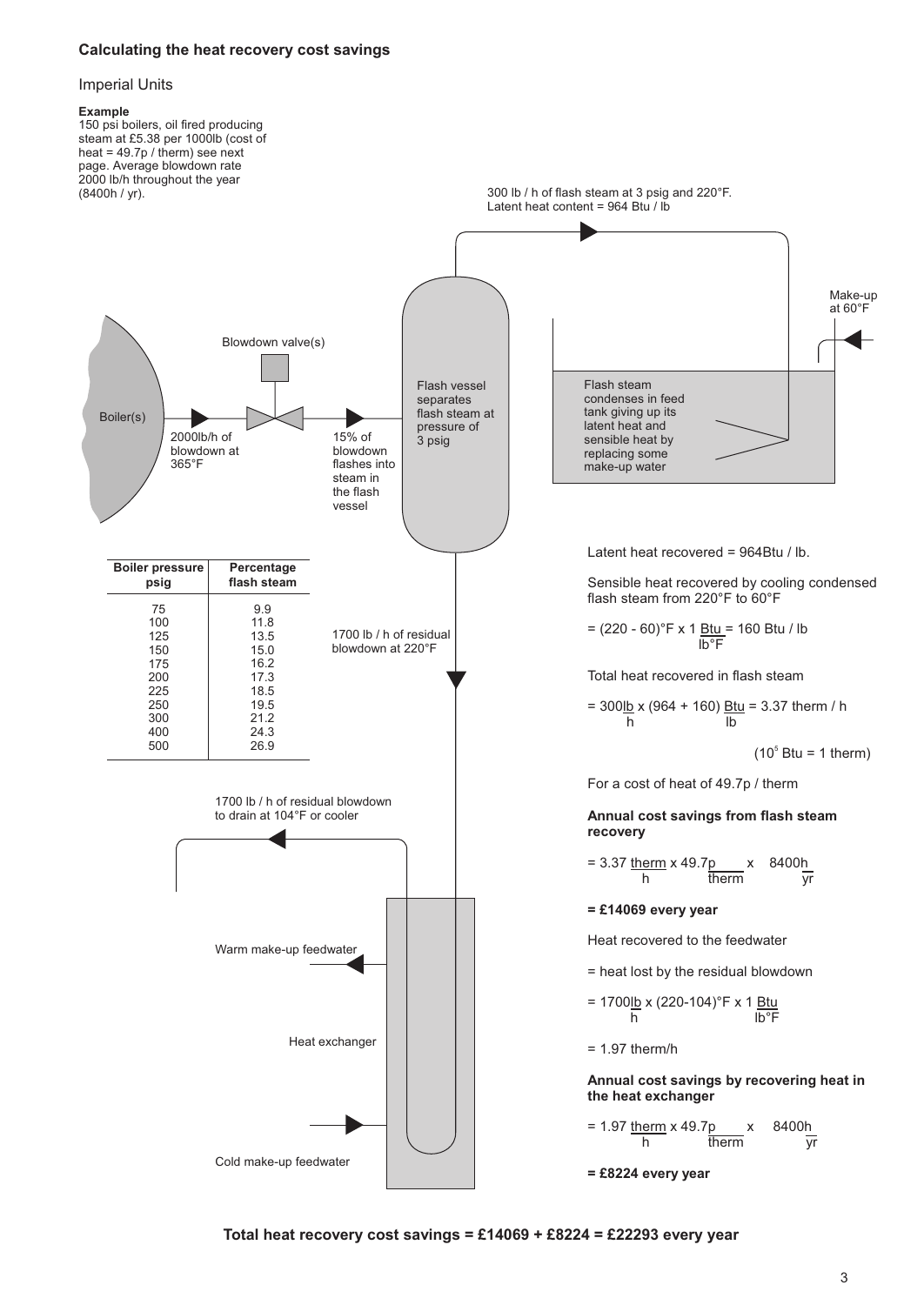## Calculating the heat recovery cost savings

Imperial Units

**Example**

150 psi boilers, oil fired producing steam at £5.38 per 1000lb (cost of heat = 49.7p / therm) see next page. Average blowdown rate 2000 lb/h throughout the year (8400h / yr).

300 lb / h of flash steam at 3 psig and 220°F. Latent heat content = 964 Btu / lb

Make-up at 60°F

Blowdown valve(s)

Boiler(s)

2000lb/h of blowdown at 365°F

15% of blowdown flashes into steam in the flash vessel

Flash vessel separates flash steam at pressure of 3 psig

Flash steam condenses in feed tank giving up its latent heat and sensible heat by replacing some make-up water

| Boiler pressure psig | Percentage flash steam |
|---|---|
| 75 | 9.9 |
| 100 | 11.8 |
| 125 | 13.5 |
| 150 | 15.0 |
| 175 | 16.2 |
| 200 | 17.3 |
| 225 | 18.5 |
| 250 | 19.5 |
| 300 | 21.2 |
| 400 | 24.3 |
| 500 | 26.9 |

1700 lb / h of residual blowdown at 220°F

1700 lb / h of residual blowdown to drain at 104°F or cooler

Warm make-up feedwater

Heat exchanger

Cold make-up feedwater

Latent heat recovered = 964Btu / lb.

Sensible heat recovered by cooling condensed flash steam from 220°F to 60°F

$$= (220 - 60)°F \times 1 \frac{Btu}{lb°F} = 160 \text{ Btu / lb}$$

Total heat recovered in flash steam

$$= 300\frac{lb}{h} \times (964 + 160)\frac{Btu}{lb} = 3.37 \text{ therm / h}$$

$(10^5 \text{ Btu} = 1 \text{ therm})$

For a cost of heat of 49.7p / therm

**Annual cost savings from flash steam recovery**

$$= 3.37 \frac{therm}{h} \times 49.7\frac{p}{therm} \times 8400\frac{h}{yr}$$

**= £14069 every year**

Heat recovered to the feedwater

= heat lost by the residual blowdown

$$= 1700\frac{lb}{h} \times (220-104)°F \times 1 \frac{Btu}{lb°F}$$

= 1.97 therm/h

**Annual cost savings by recovering heat in the heat exchanger**

$$= 1.97 \frac{therm}{h} \times 49.7\frac{p}{therm} \times 8400\frac{h}{yr}$$

**= £8224 every year**

**Total heat recovery cost savings = £14069 + £8224 = £22293 every year**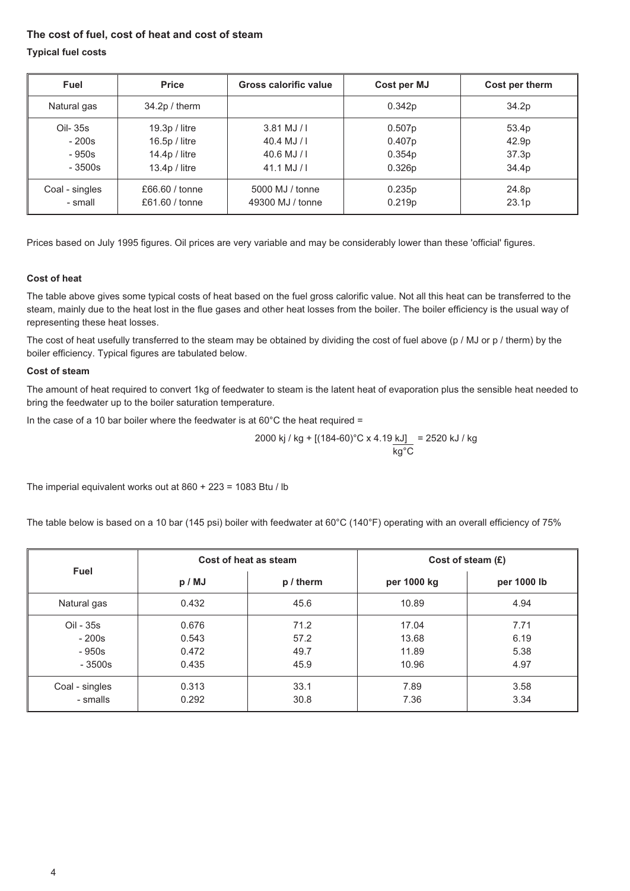## The cost of fuel, cost of heat and cost of steam

### Typical fuel costs

| Fuel | Price | Gross calorific value | Cost per MJ | Cost per therm |
|---|---|---|---|---|
| Natural gas | 34.2p / therm | | 0.342p | 34.2p |
| Oil- 35s | 19.3p / litre | 3.81 MJ / l | 0.507p | 53.4p |
| - 200s | 16.5p / litre | 40.4 MJ / l | 0.407p | 42.9p |
| - 950s | 14.4p / litre | 40.6 MJ / l | 0.354p | 37.3p |
| - 3500s | 13.4p / litre | 41.1 MJ / l | 0.326p | 34.4p |
| Coal - singles | £66.60 / tonne | 5000 MJ / tonne | 0.235p | 24.8p |
| - small | £61.60 / tonne | 49300 MJ / tonne | 0.219p | 23.1p |

Prices based on July 1995 figures. Oil prices are very variable and may be considerably lower than these 'official' figures.

### Cost of heat

The table above gives some typical costs of heat based on the fuel gross calorific value. Not all this heat can be transferred to the steam, mainly due to the heat lost in the flue gases and other heat losses from the boiler. The boiler efficiency is the usual way of representing these heat losses.

The cost of heat usefully transferred to the steam may be obtained by dividing the cost of fuel above (p / MJ or p / therm) by the boiler efficiency. Typical figures are tabulated below.

### Cost of steam

The amount of heat required to convert 1kg of feedwater to steam is the latent heat of evaporation plus the sensible heat needed to bring the feedwater up to the boiler saturation temperature.

In the case of a 10 bar boiler where the feedwater is at 60°C the heat required =

$$2000 \text{ kj / kg} + \left[(184-60)°\text{C} \times 4.19 \frac{\text{kJ}]}{\text{kg°C}}\right. = 2520 \text{ kJ / kg}$$

The imperial equivalent works out at 860 + 223 = 1083 Btu / lb

The table below is based on a 10 bar (145 psi) boiler with feedwater at 60°C (140°F) operating with an overall efficiency of 75%

| Fuel | Cost of heat as steam | | Cost of steam (£) | |
|---|---|---|---|---|
| | p / MJ | p / therm | per 1000 kg | per 1000 lb |
| Natural gas | 0.432 | 45.6 | 10.89 | 4.94 |
| Oil - 35s | 0.676 | 71.2 | 17.04 | 7.71 |
| - 200s | 0.543 | 57.2 | 13.68 | 6.19 |
| - 950s | 0.472 | 49.7 | 11.89 | 5.38 |
| - 3500s | 0.435 | 45.9 | 10.96 | 4.97 |
| Coal - singles | 0.313 | 33.1 | 7.89 | 3.58 |
| - smalls | 0.292 | 30.8 | 7.36 | 3.34 |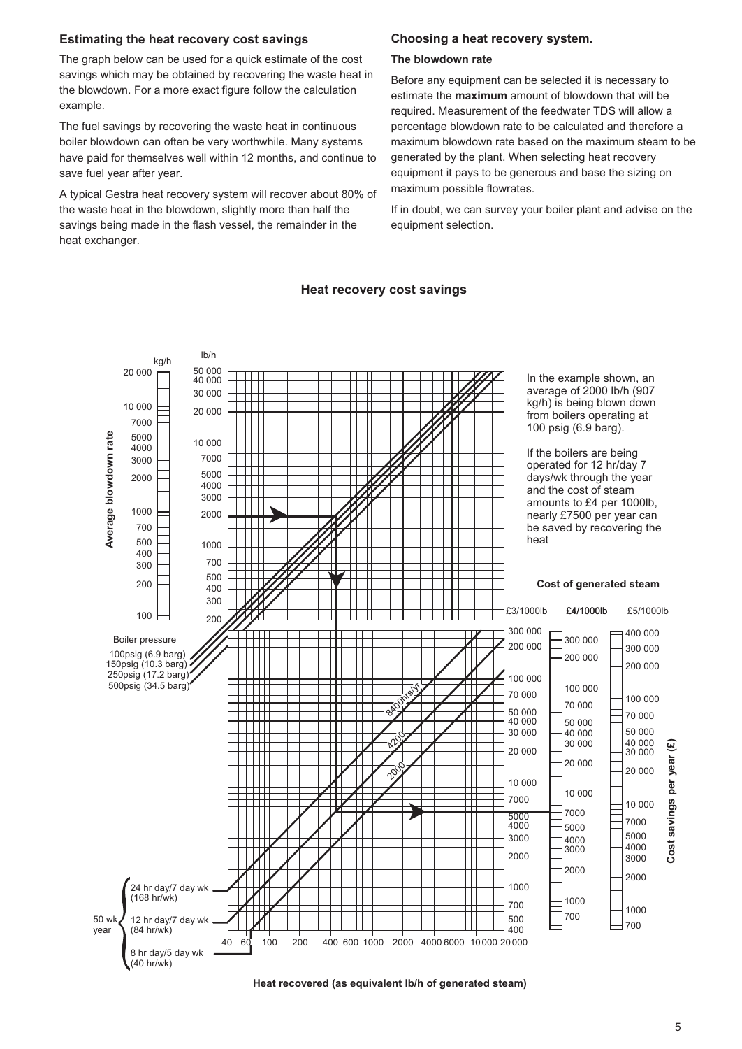## Estimating the heat recovery cost savings

The graph below can be used for a quick estimate of the cost savings which may be obtained by recovering the waste heat in the blowdown. For a more exact figure follow the calculation example.

The fuel savings by recovering the waste heat in continuous boiler blowdown can often be very worthwhile. Many systems have paid for themselves well within 12 months, and continue to save fuel year after year.

A typical Gestra heat recovery system will recover about 80% of the waste heat in the blowdown, slightly more than half the savings being made in the flash vessel, the remainder in the heat exchanger.

## Choosing a heat recovery system.

### The blowdown rate

Before any equipment can be selected it is necessary to estimate the **maximum** amount of blowdown that will be required. Measurement of the feedwater TDS will allow a percentage blowdown rate to be calculated and therefore a maximum blowdown rate based on the maximum steam to be generated by the plant. When selecting heat recovery equipment it pays to be generous and base the sizing on maximum possible flowrates.

If in doubt, we can survey your boiler plant and advise on the equipment selection.

### Heat recovery cost savings

In the example shown, an average of 2000 lb/h (907 kg/h) is being blown down from boilers operating at 100 psig (6.9 barg).

If the boilers are being operated for 12 hr/day 7 days/wk through the year and the cost of steam amounts to £4 per 1000lb, nearly £7500 per year can be saved by recovering the heat

Average blowdown rate (kg/h: 100 – 20 000; lb/h: 200 – 50 000)

Boiler pressure: 100psig (6.9 barg), 150psig (10.3 barg), 250psig (17.2 barg), 500psig (34.5 barg)

Cost of generated steam: £3/1000lb, £4/1000lb, £5/1000lb

Cost savings per year (£)

Operating hours: 8400hrs/yr, 4200, 2000

50 wk year: 24 hr day/7 day wk (168 hr/wk); 12 hr day/7 day wk (84 hr/wk); 8 hr day/5 day wk (40 hr/wk)

Heat recovered (as equivalent lb/h of generated steam)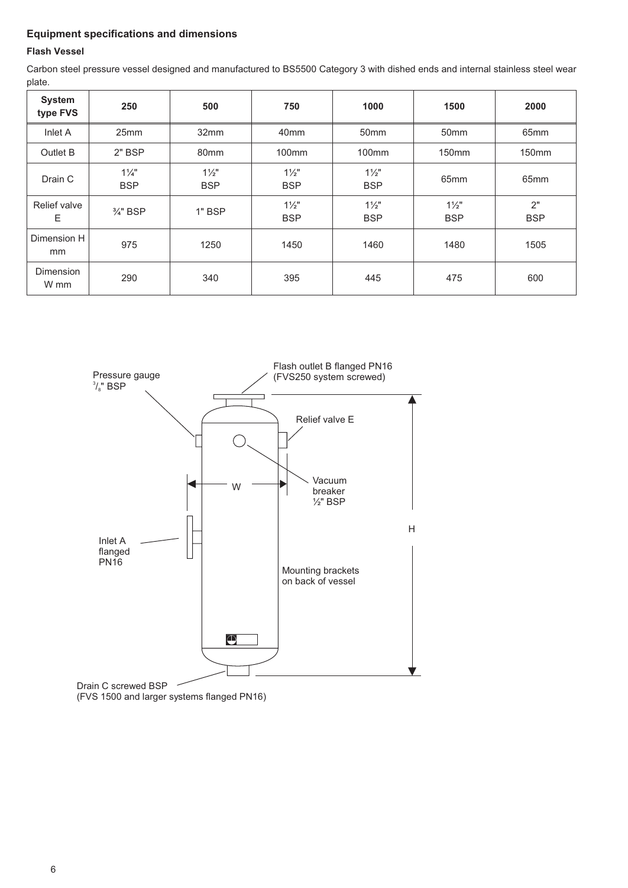## Equipment specifications and dimensions

### Flash Vessel

Carbon steel pressure vessel designed and manufactured to BS5500 Category 3 with dished ends and internal stainless steel wear plate.

| System type FVS | 250 | 500 | 750 | 1000 | 1500 | 2000 |
|---|---|---|---|---|---|---|
| Inlet A | 25mm | 32mm | 40mm | 50mm | 50mm | 65mm |
| Outlet B | 2" BSP | 80mm | 100mm | 100mm | 150mm | 150mm |
| Drain C | 1¼" BSP | 1½" BSP | 1½" BSP | 1½" BSP | 65mm | 65mm |
| Relief valve E | ¾" BSP | 1" BSP | 1½" BSP | 1½" BSP | 1½" BSP | 2" BSP |
| Dimension H mm | 975 | 1250 | 1450 | 1460 | 1480 | 1505 |
| Dimension W mm | 290 | 340 | 395 | 445 | 475 | 600 |

Pressure gauge ⅜" BSP

Flash outlet B flanged PN16 (FVS250 system screwed)

Relief valve E

Vacuum breaker ½" BSP

W

H

Inlet A flanged PN16

Mounting brackets on back of vessel

Drain C screwed BSP (FVS 1500 and larger systems flanged PN16)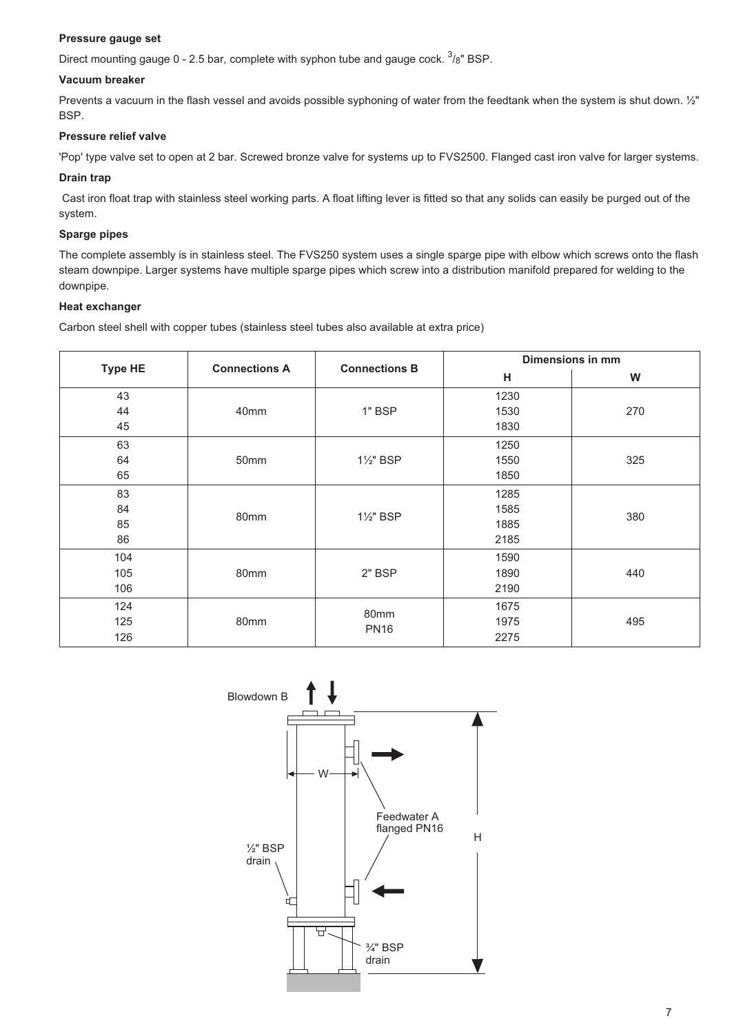**Pressure gauge set**

Direct mounting gauge 0 - 2.5 bar, complete with syphon tube and gauge cock. 3/8" BSP.

**Vacuum breaker**

Prevents a vacuum in the flash vessel and avoids possible syphoning of water from the feedtank when the system is shut down. ½" BSP.

**Pressure relief valve**

'Pop' type valve set to open at 2 bar. Screwed bronze valve for systems up to FVS2500. Flanged cast iron valve for larger systems.

**Drain trap**

Cast iron float trap with stainless steel working parts. A float lifting lever is fitted so that any solids can easily be purged out of the system.

**Sparge pipes**

The complete assembly is in stainless steel. The FVS250 system uses a single sparge pipe with elbow which screws onto the flash steam downpipe. Larger systems have multiple sparge pipes which screw into a distribution manifold prepared for welding to the downpipe.

**Heat exchanger**

Carbon steel shell with copper tubes (stainless steel tubes also available at extra price)

| Type HE | Connections A | Connections B | Dimensions in mm | |
|---|---|---|---|---|
| | | | H | W |
| 43<br>44<br>45 | 40mm | 1" BSP | 1230<br>1530<br>1830 | 270 |
| 63<br>64<br>65 | 50mm | 1½" BSP | 1250<br>1550<br>1850 | 325 |
| 83<br>84<br>85<br>86 | 80mm | 1½" BSP | 1285<br>1585<br>1885<br>2185 | 380 |
| 104<br>105<br>106 | 80mm | 2" BSP | 1590<br>1890<br>2190 | 440 |
| 124<br>125<br>126 | 80mm | 80mm PN16 | 1675<br>1975<br>2275 | 495 |

Blowdown B

W

Feedwater A flanged PN16

H

½" BSP drain

¾" BSP drain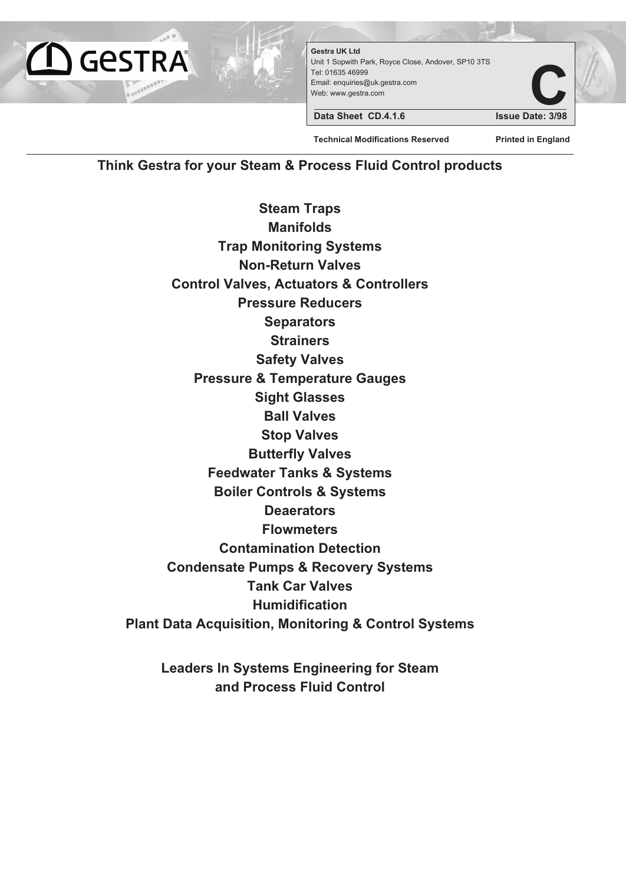Gestra UK Ltd
Unit 1 Sopwith Park, Royce Close, Andover, SP10 3TS
Tel: 01635 46999
Email: enquiries@uk.gestra.com
Web: www.gestra.com

**Data Sheet CD.4.1.6** **Issue Date: 3/98**

**Technical Modifications Reserved** **Printed in England**

## Think Gestra for your Steam & Process Fluid Control products

**Steam Traps**
**Manifolds**
**Trap Monitoring Systems**
**Non-Return Valves**
**Control Valves, Actuators & Controllers**
**Pressure Reducers**
**Separators**
**Strainers**
**Safety Valves**
**Pressure & Temperature Gauges**
**Sight Glasses**
**Ball Valves**
**Stop Valves**
**Butterfly Valves**
**Feedwater Tanks & Systems**
**Boiler Controls & Systems**
**Deaerators**
**Flowmeters**
**Contamination Detection**
**Condensate Pumps & Recovery Systems**
**Tank Car Valves**
**Humidification**
**Plant Data Acquisition, Monitoring & Control Systems**

**Leaders In Systems Engineering for Steam and Process Fluid Control**